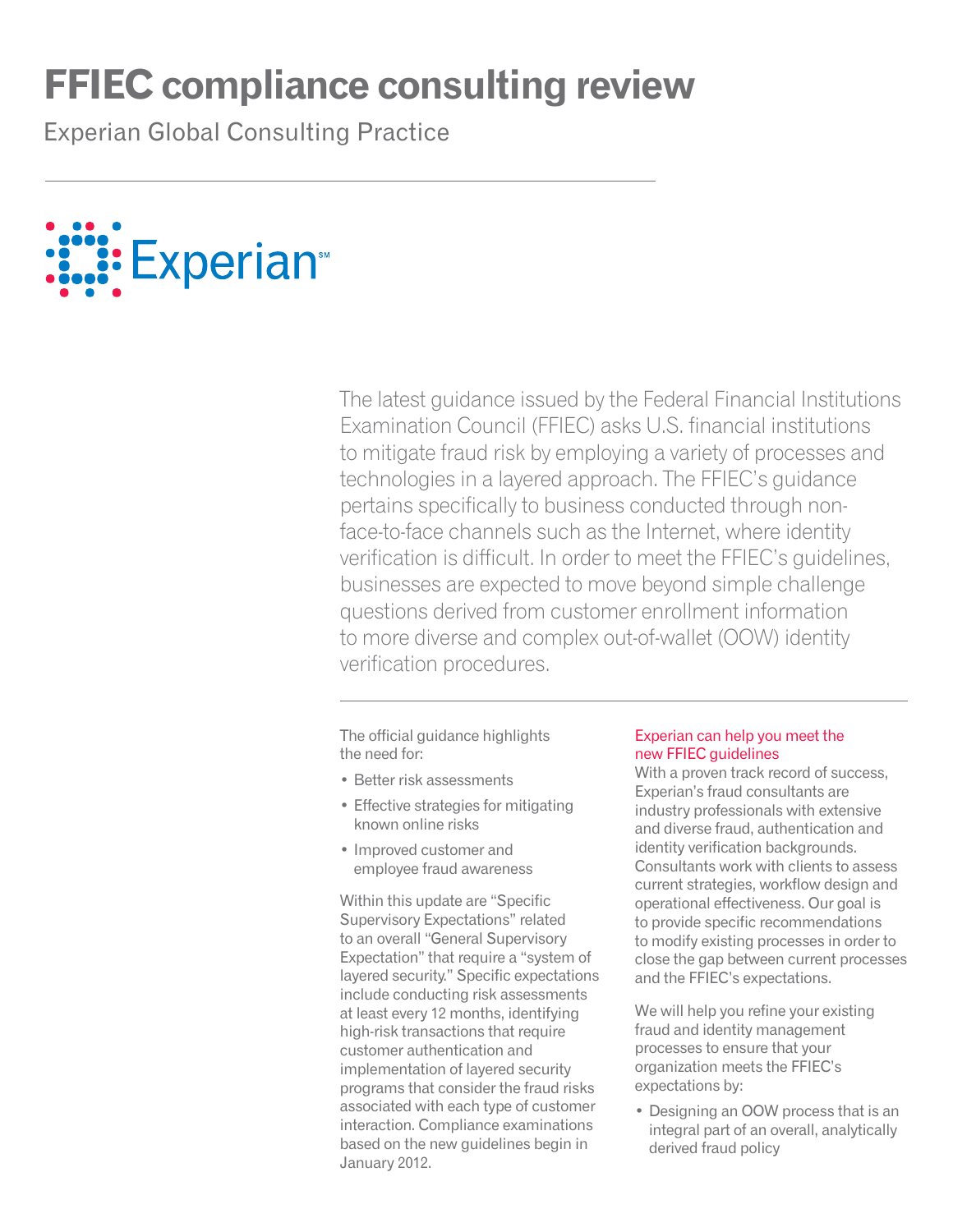# FFIEC compliance consulting review

Experian Global Consulting Practice

Experian

The latest guidance issued by the Federal Financial Institutions Examination Council (FFIEC) asks U.S. financial institutions to mitigate fraud risk by employing a variety of processes and technologies in a layered approach. The FFIEC's guidance pertains specifically to business conducted through non-face-to-face channels such as the Internet, where identity verification is difficult. In order to meet the FFIEC's guidelines, businesses are expected to move beyond simple challenge questions derived from customer enrollment information to more diverse and complex out-of-wallet (OOW) identity verification procedures.

The official guidance highlights the need for:

- Better risk assessments
- Effective strategies for mitigating known online risks
- Improved customer and employee fraud awareness

Within this update are "Specific Supervisory Expectations" related to an overall "General Supervisory Expectation" that require a "system of layered security." Specific expectations include conducting risk assessments at least every 12 months, identifying high-risk transactions that require customer authentication and implementation of layered security programs that consider the fraud risks associated with each type of customer interaction. Compliance examinations based on the new guidelines begin in January 2012.

### Experian can help you meet the new FFIEC guidelines

With a proven track record of success, Experian's fraud consultants are industry professionals with extensive and diverse fraud, authentication and identity verification backgrounds. Consultants work with clients to assess current strategies, workflow design and operational effectiveness. Our goal is to provide specific recommendations to modify existing processes in order to close the gap between current processes and the FFIEC's expectations.

We will help you refine your existing fraud and identity management processes to ensure that your organization meets the FFIEC's expectations by:

- Designing an OOW process that is an integral part of an overall, analytically derived fraud policy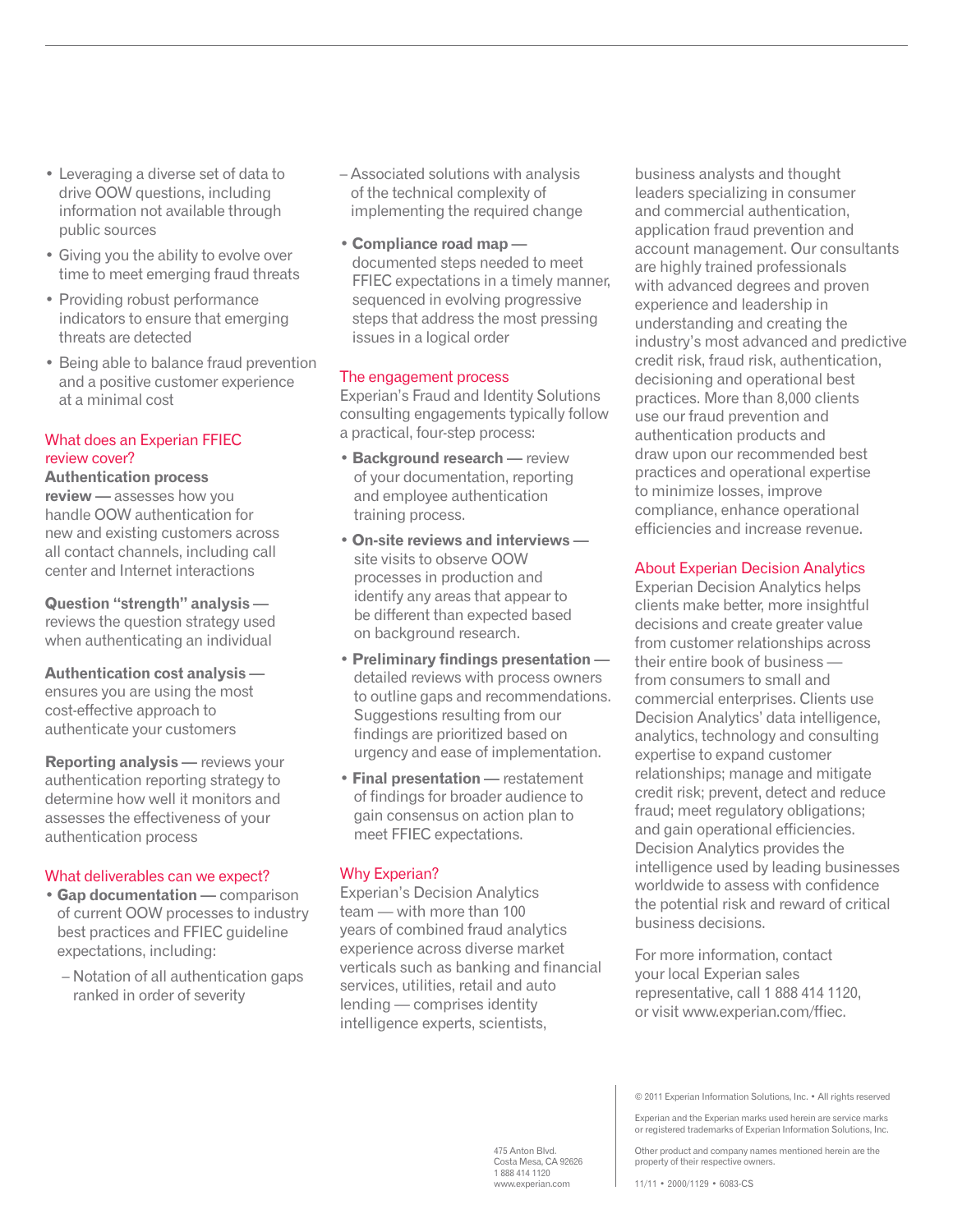- Leveraging a diverse set of data to drive OOW questions, including information not available through public sources
- Giving you the ability to evolve over time to meet emerging fraud threats
- Providing robust performance indicators to ensure that emerging threats are detected
- Being able to balance fraud prevention and a positive customer experience at a minimal cost

## What does an Experian FFIEC review cover?

**Authentication process review —** assesses how you handle OOW authentication for new and existing customers across all contact channels, including call center and Internet interactions

**Question "strength" analysis —** reviews the question strategy used when authenticating an individual

**Authentication cost analysis —** ensures you are using the most cost-effective approach to authenticate your customers

**Reporting analysis —** reviews your authentication reporting strategy to determine how well it monitors and assesses the effectiveness of your authentication process

## What deliverables can we expect?

- **Gap documentation —** comparison of current OOW processes to industry best practices and FFIEC guideline expectations, including:
  - Notation of all authentication gaps ranked in order of severity
  - Associated solutions with analysis of the technical complexity of implementing the required change
- **Compliance road map —** documented steps needed to meet FFIEC expectations in a timely manner, sequenced in evolving progressive steps that address the most pressing issues in a logical order

## The engagement process

Experian's Fraud and Identity Solutions consulting engagements typically follow a practical, four-step process:

- **Background research —** review of your documentation, reporting and employee authentication training process.
- **On-site reviews and interviews —** site visits to observe OOW processes in production and identify any areas that appear to be different than expected based on background research.
- **Preliminary findings presentation —** detailed reviews with process owners to outline gaps and recommendations. Suggestions resulting from our findings are prioritized based on urgency and ease of implementation.
- **Final presentation —** restatement of findings for broader audience to gain consensus on action plan to meet FFIEC expectations.

## Why Experian?

Experian's Decision Analytics team — with more than 100 years of combined fraud analytics experience across diverse market verticals such as banking and financial services, utilities, retail and auto lending — comprises identity intelligence experts, scientists, business analysts and thought leaders specializing in consumer and commercial authentication, application fraud prevention and account management. Our consultants are highly trained professionals with advanced degrees and proven experience and leadership in understanding and creating the industry's most advanced and predictive credit risk, fraud risk, authentication, decisioning and operational best practices. More than 8,000 clients use our fraud prevention and authentication products and draw upon our recommended best practices and operational expertise to minimize losses, improve compliance, enhance operational efficiencies and increase revenue.

## About Experian Decision Analytics

Experian Decision Analytics helps clients make better, more insightful decisions and create greater value from customer relationships across their entire book of business — from consumers to small and commercial enterprises. Clients use Decision Analytics' data intelligence, analytics, technology and consulting expertise to expand customer relationships; manage and mitigate credit risk; prevent, detect and reduce fraud; meet regulatory obligations; and gain operational efficiencies. Decision Analytics provides the intelligence used by leading businesses worldwide to assess with confidence the potential risk and reward of critical business decisions.

For more information, contact your local Experian sales representative, call 1 888 414 1120, or visit www.experian.com/ffiec.

475 Anton Blvd.
Costa Mesa, CA 92626
1 888 414 1120
www.experian.com

© 2011 Experian Information Solutions, Inc. • All rights reserved

Experian and the Experian marks used herein are service marks or registered trademarks of Experian Information Solutions, Inc.

Other product and company names mentioned herein are the property of their respective owners.

11/11 • 2000/1129 • 6083-CS